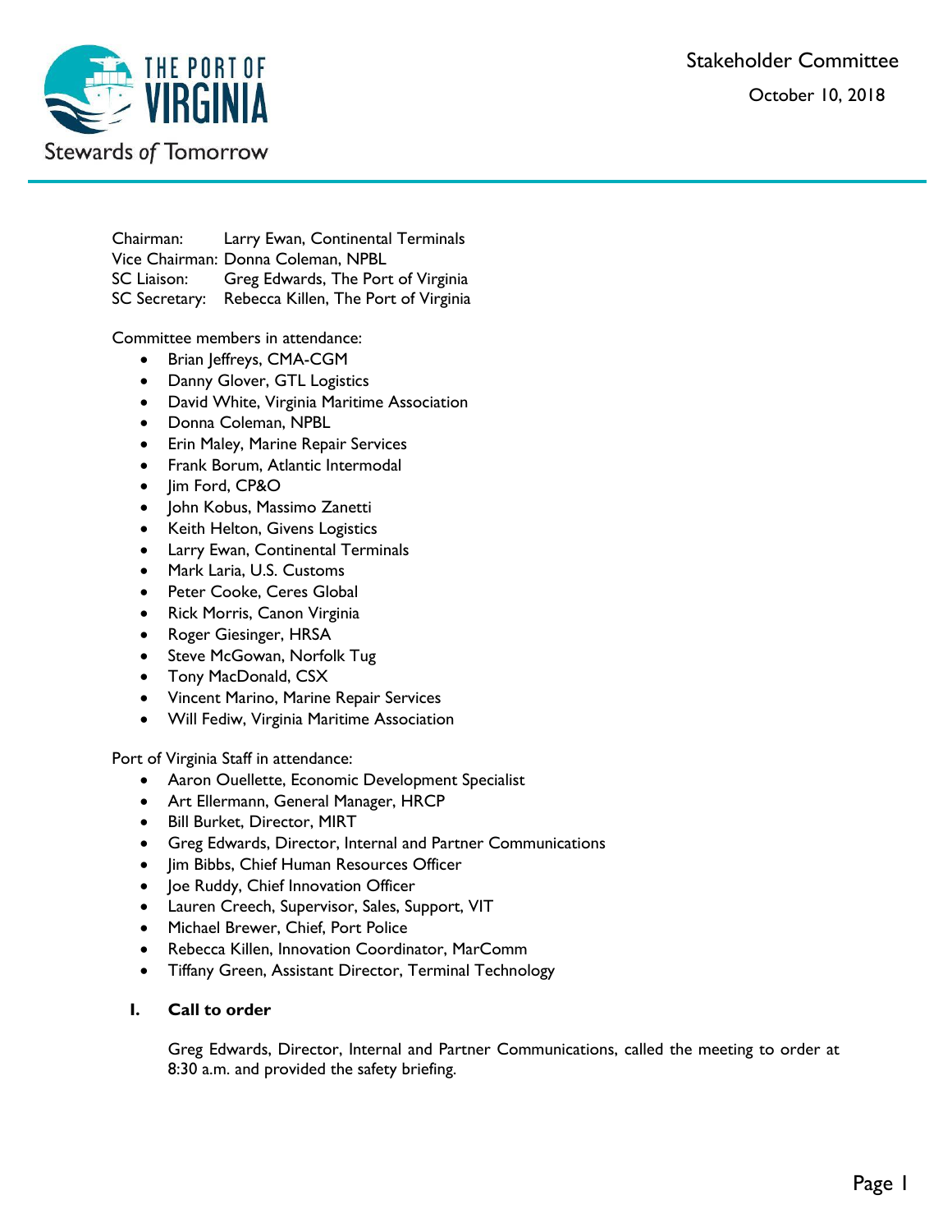Stakeholder Committee

October 10, 2018

Chairman: Larry Ewan, Continental Terminals
Vice Chairman: Donna Coleman, NPBL
SC Liaison: Greg Edwards, The Port of Virginia
SC Secretary: Rebecca Killen, The Port of Virginia

Committee members in attendance:

- Brian Jeffreys, CMA-CGM
- Danny Glover, GTL Logistics
- David White, Virginia Maritime Association
- Donna Coleman, NPBL
- Erin Maley, Marine Repair Services
- Frank Borum, Atlantic Intermodal
- Jim Ford, CP&O
- John Kobus, Massimo Zanetti
- Keith Helton, Givens Logistics
- Larry Ewan, Continental Terminals
- Mark Laria, U.S. Customs
- Peter Cooke, Ceres Global
- Rick Morris, Canon Virginia
- Roger Giesinger, HRSA
- Steve McGowan, Norfolk Tug
- Tony MacDonald, CSX
- Vincent Marino, Marine Repair Services
- Will Fediw, Virginia Maritime Association

Port of Virginia Staff in attendance:

- Aaron Ouellette, Economic Development Specialist
- Art Ellermann, General Manager, HRCP
- Bill Burket, Director, MIRT
- Greg Edwards, Director, Internal and Partner Communications
- Jim Bibbs, Chief Human Resources Officer
- Joe Ruddy, Chief Innovation Officer
- Lauren Creech, Supervisor, Sales, Support, VIT
- Michael Brewer, Chief, Port Police
- Rebecca Killen, Innovation Coordinator, MarComm
- Tiffany Green, Assistant Director, Terminal Technology

## I. Call to order

Greg Edwards, Director, Internal and Partner Communications, called the meeting to order at 8:30 a.m. and provided the safety briefing.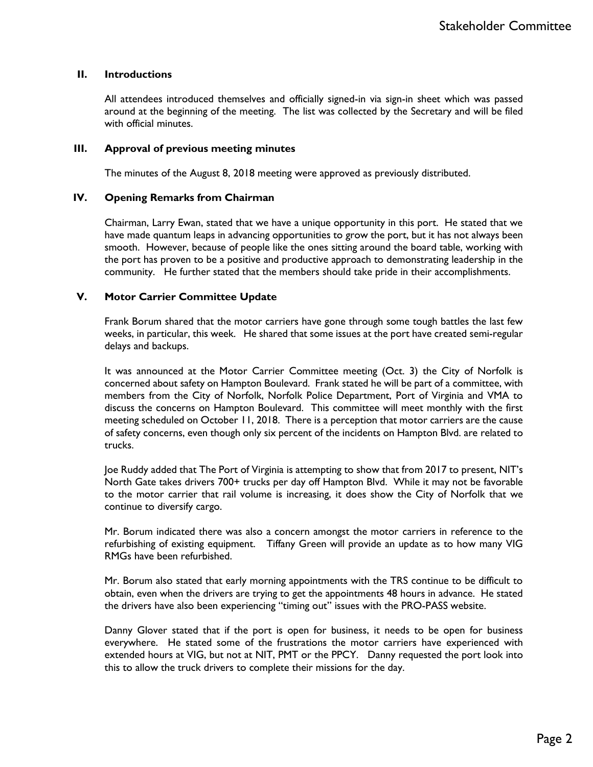## II. Introductions

All attendees introduced themselves and officially signed-in via sign-in sheet which was passed around at the beginning of the meeting. The list was collected by the Secretary and will be filed with official minutes.

## III. Approval of previous meeting minutes

The minutes of the August 8, 2018 meeting were approved as previously distributed.

## IV. Opening Remarks from Chairman

Chairman, Larry Ewan, stated that we have a unique opportunity in this port. He stated that we have made quantum leaps in advancing opportunities to grow the port, but it has not always been smooth. However, because of people like the ones sitting around the board table, working with the port has proven to be a positive and productive approach to demonstrating leadership in the community. He further stated that the members should take pride in their accomplishments.

## V. Motor Carrier Committee Update

Frank Borum shared that the motor carriers have gone through some tough battles the last few weeks, in particular, this week. He shared that some issues at the port have created semi-regular delays and backups.

It was announced at the Motor Carrier Committee meeting (Oct. 3) the City of Norfolk is concerned about safety on Hampton Boulevard. Frank stated he will be part of a committee, with members from the City of Norfolk, Norfolk Police Department, Port of Virginia and VMA to discuss the concerns on Hampton Boulevard. This committee will meet monthly with the first meeting scheduled on October 11, 2018. There is a perception that motor carriers are the cause of safety concerns, even though only six percent of the incidents on Hampton Blvd. are related to trucks.

Joe Ruddy added that The Port of Virginia is attempting to show that from 2017 to present, NIT's North Gate takes drivers 700+ trucks per day off Hampton Blvd. While it may not be favorable to the motor carrier that rail volume is increasing, it does show the City of Norfolk that we continue to diversify cargo.

Mr. Borum indicated there was also a concern amongst the motor carriers in reference to the refurbishing of existing equipment. Tiffany Green will provide an update as to how many VIG RMGs have been refurbished.

Mr. Borum also stated that early morning appointments with the TRS continue to be difficult to obtain, even when the drivers are trying to get the appointments 48 hours in advance. He stated the drivers have also been experiencing "timing out" issues with the PRO-PASS website.

Danny Glover stated that if the port is open for business, it needs to be open for business everywhere. He stated some of the frustrations the motor carriers have experienced with extended hours at VIG, but not at NIT, PMT or the PPCY. Danny requested the port look into this to allow the truck drivers to complete their missions for the day.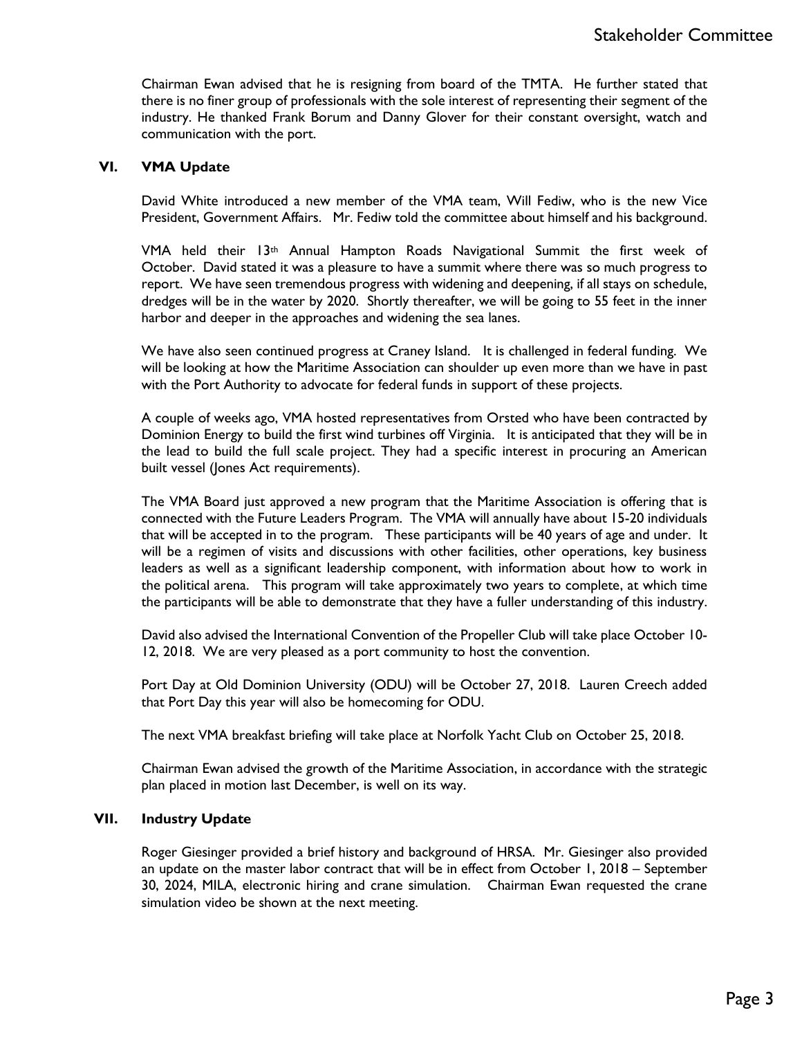Chairman Ewan advised that he is resigning from board of the TMTA. He further stated that there is no finer group of professionals with the sole interest of representing their segment of the industry. He thanked Frank Borum and Danny Glover for their constant oversight, watch and communication with the port.

## VI. VMA Update

David White introduced a new member of the VMA team, Will Fediw, who is the new Vice President, Government Affairs. Mr. Fediw told the committee about himself and his background.

VMA held their 13th Annual Hampton Roads Navigational Summit the first week of October. David stated it was a pleasure to have a summit where there was so much progress to report. We have seen tremendous progress with widening and deepening, if all stays on schedule, dredges will be in the water by 2020. Shortly thereafter, we will be going to 55 feet in the inner harbor and deeper in the approaches and widening the sea lanes.

We have also seen continued progress at Craney Island. It is challenged in federal funding. We will be looking at how the Maritime Association can shoulder up even more than we have in past with the Port Authority to advocate for federal funds in support of these projects.

A couple of weeks ago, VMA hosted representatives from Orsted who have been contracted by Dominion Energy to build the first wind turbines off Virginia. It is anticipated that they will be in the lead to build the full scale project. They had a specific interest in procuring an American built vessel (Jones Act requirements).

The VMA Board just approved a new program that the Maritime Association is offering that is connected with the Future Leaders Program. The VMA will annually have about 15-20 individuals that will be accepted in to the program. These participants will be 40 years of age and under. It will be a regimen of visits and discussions with other facilities, other operations, key business leaders as well as a significant leadership component, with information about how to work in the political arena. This program will take approximately two years to complete, at which time the participants will be able to demonstrate that they have a fuller understanding of this industry.

David also advised the International Convention of the Propeller Club will take place October 10-12, 2018. We are very pleased as a port community to host the convention.

Port Day at Old Dominion University (ODU) will be October 27, 2018. Lauren Creech added that Port Day this year will also be homecoming for ODU.

The next VMA breakfast briefing will take place at Norfolk Yacht Club on October 25, 2018.

Chairman Ewan advised the growth of the Maritime Association, in accordance with the strategic plan placed in motion last December, is well on its way.

## VII. Industry Update

Roger Giesinger provided a brief history and background of HRSA. Mr. Giesinger also provided an update on the master labor contract that will be in effect from October 1, 2018 – September 30, 2024, MILA, electronic hiring and crane simulation. Chairman Ewan requested the crane simulation video be shown at the next meeting.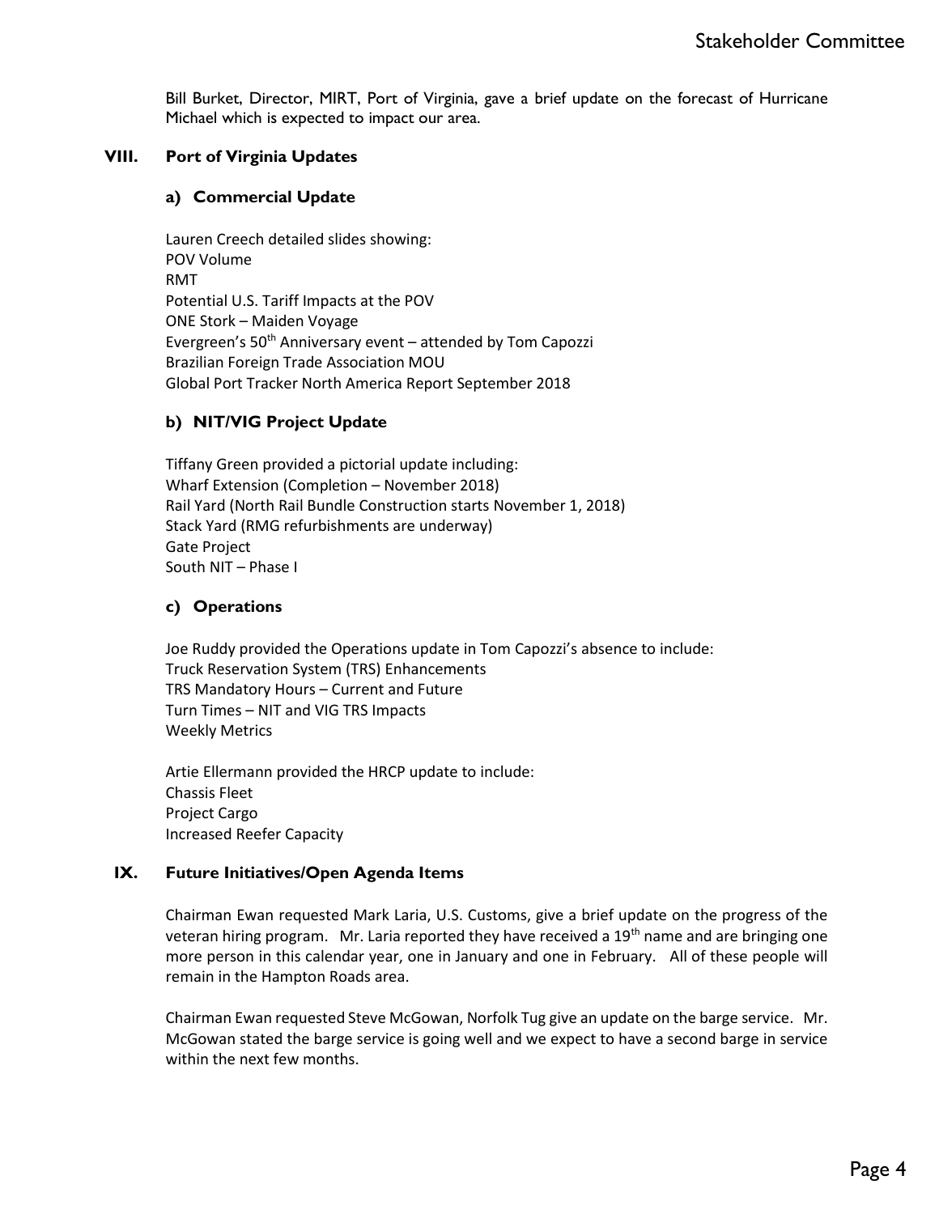Bill Burket, Director, MIRT, Port of Virginia, gave a brief update on the forecast of Hurricane Michael which is expected to impact our area.

## VIII. Port of Virginia Updates

### a) Commercial Update

Lauren Creech detailed slides showing:
POV Volume
RMT
Potential U.S. Tariff Impacts at the POV
ONE Stork – Maiden Voyage
Evergreen's 50th Anniversary event – attended by Tom Capozzi
Brazilian Foreign Trade Association MOU
Global Port Tracker North America Report September 2018

### b) NIT/VIG Project Update

Tiffany Green provided a pictorial update including:
Wharf Extension (Completion – November 2018)
Rail Yard (North Rail Bundle Construction starts November 1, 2018)
Stack Yard (RMG refurbishments are underway)
Gate Project
South NIT – Phase I

### c) Operations

Joe Ruddy provided the Operations update in Tom Capozzi's absence to include:
Truck Reservation System (TRS) Enhancements
TRS Mandatory Hours – Current and Future
Turn Times – NIT and VIG TRS Impacts
Weekly Metrics

Artie Ellermann provided the HRCP update to include:
Chassis Fleet
Project Cargo
Increased Reefer Capacity

## IX. Future Initiatives/Open Agenda Items

Chairman Ewan requested Mark Laria, U.S. Customs, give a brief update on the progress of the veteran hiring program. Mr. Laria reported they have received a 19th name and are bringing one more person in this calendar year, one in January and one in February. All of these people will remain in the Hampton Roads area.

Chairman Ewan requested Steve McGowan, Norfolk Tug give an update on the barge service. Mr. McGowan stated the barge service is going well and we expect to have a second barge in service within the next few months.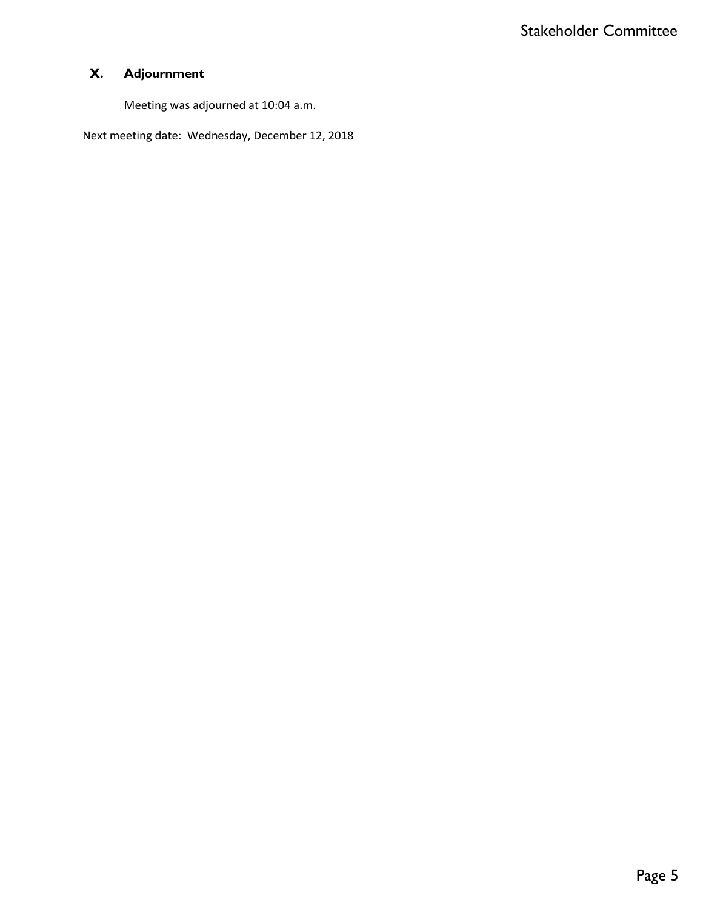## X. Adjournment

Meeting was adjourned at 10:04 a.m.

Next meeting date: Wednesday, December 12, 2018